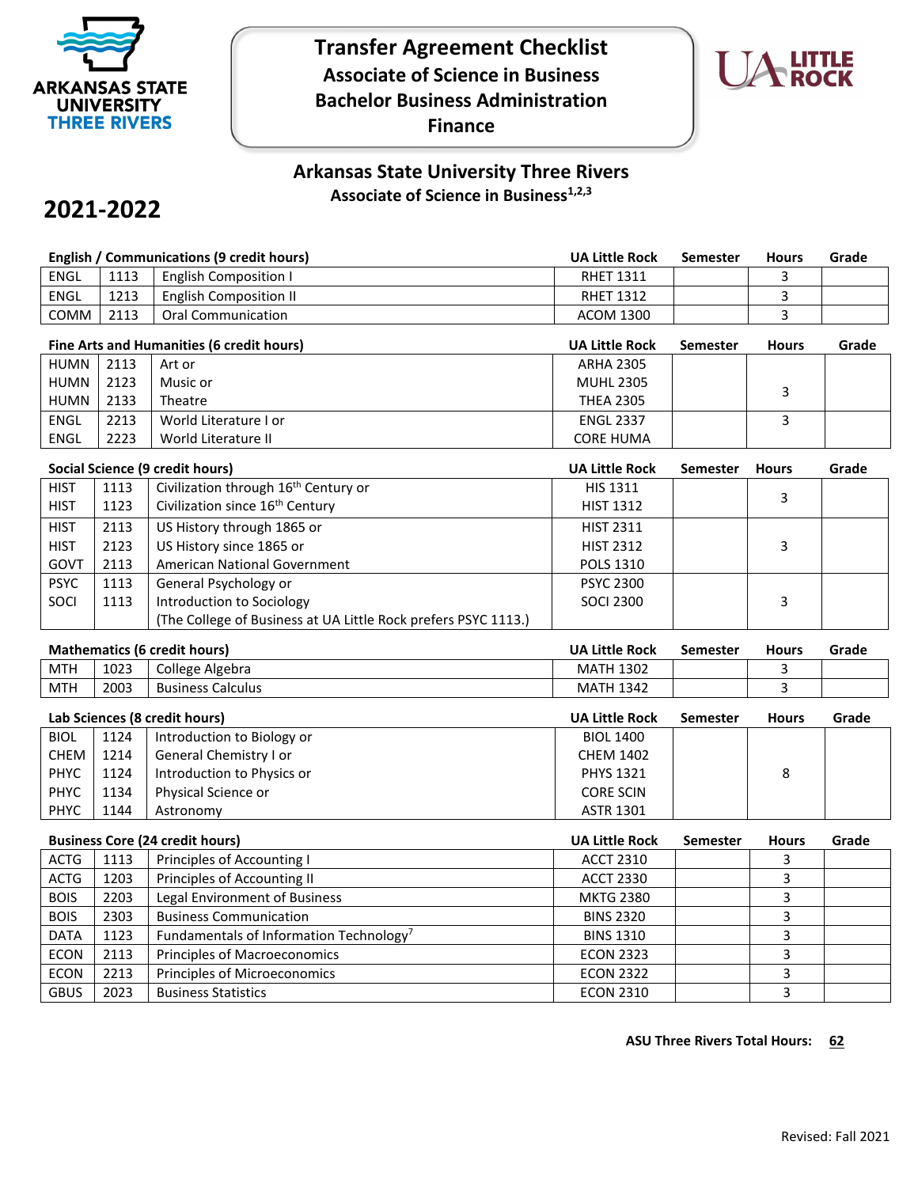# Transfer Agreement Checklist
## Associate of Science in Business
## Bachelor Business Administration
## Finance

### Arkansas State University Three Rivers
**Associate of Science in Business[1,2,3]**

## 2021-2022

**English / Communications (9 credit hours)**

| | | | UA Little Rock | Semester | Hours | Grade |
|---|---|---|---|---|---|---|
| ENGL | 1113 | English Composition I | RHET 1311 | | 3 | |
| ENGL | 1213 | English Composition II | RHET 1312 | | 3 | |
| COMM | 2113 | Oral Communication | ACOM 1300 | | 3 | |

**Fine Arts and Humanities (6 credit hours)**

| | | | UA Little Rock | Semester | Hours | Grade |
|---|---|---|---|---|---|---|
| HUMN | 2113 | Art or | ARHA 2305 | | 3 | |
| HUMN | 2123 | Music or | MUHL 2305 | | | |
| HUMN | 2133 | Theatre | THEA 2305 | | | |
| ENGL | 2213 | World Literature I or | ENGL 2337 | | 3 | |
| ENGL | 2223 | World Literature II | CORE HUMA | | | |

**Social Science (9 credit hours)**

| | | | UA Little Rock | Semester | Hours | Grade |
|---|---|---|---|---|---|---|
| HIST | 1113 | Civilization through 16th Century or | HIS 1311 | | 3 | |
| HIST | 1123 | Civilization since 16th Century | HIST 1312 | | | |
| HIST | 2113 | US History through 1865 or | HIST 2311 | | 3 | |
| HIST | 2123 | US History since 1865 or | HIST 2312 | | | |
| GOVT | 2113 | American National Government | POLS 1310 | | | |
| PSYC | 1113 | General Psychology or | PSYC 2300 | | 3 | |
| SOCI | 1113 | Introduction to Sociology | SOCI 2300 | | | |
| | | (The College of Business at UA Little Rock prefers PSYC 1113.) | | | | |

**Mathematics (6 credit hours)**

| | | | UA Little Rock | Semester | Hours | Grade |
|---|---|---|---|---|---|---|
| MTH | 1023 | College Algebra | MATH 1302 | | 3 | |
| MTH | 2003 | Business Calculus | MATH 1342 | | 3 | |

**Lab Sciences (8 credit hours)**

| | | | UA Little Rock | Semester | Hours | Grade |
|---|---|---|---|---|---|---|
| BIOL | 1124 | Introduction to Biology or | BIOL 1400 | | 8 | |
| CHEM | 1214 | General Chemistry I or | CHEM 1402 | | | |
| PHYC | 1124 | Introduction to Physics or | PHYS 1321 | | | |
| PHYC | 1134 | Physical Science or | CORE SCIN | | | |
| PHYC | 1144 | Astronomy | ASTR 1301 | | | |

**Business Core (24 credit hours)**

| | | | UA Little Rock | Semester | Hours | Grade |
|---|---|---|---|---|---|---|
| ACTG | 1113 | Principles of Accounting I | ACCT 2310 | | 3 | |
| ACTG | 1203 | Principles of Accounting II | ACCT 2330 | | 3 | |
| BOIS | 2203 | Legal Environment of Business | MKTG 2380 | | 3 | |
| BOIS | 2303 | Business Communication | BINS 2320 | | 3 | |
| DATA | 1123 | Fundamentals of Information Technology[7] | BINS 1310 | | 3 | |
| ECON | 2113 | Principles of Macroeconomics | ECON 2323 | | 3 | |
| ECON | 2213 | Principles of Microeconomics | ECON 2322 | | 3 | |
| GBUS | 2023 | Business Statistics | ECON 2310 | | 3 | |

**ASU Three Rivers Total Hours: 62**

Revised: Fall 2021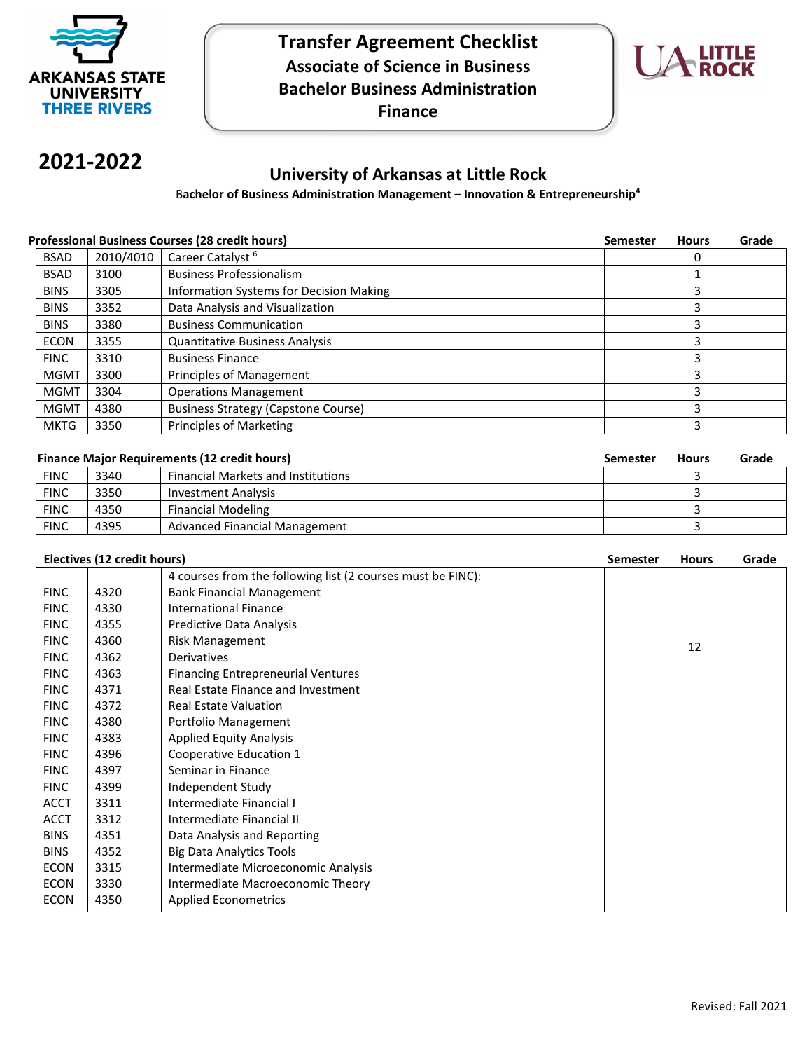# Transfer Agreement Checklist
## Associate of Science in Business
## Bachelor Business Administration
## Finance

**2021-2022**

## University of Arkansas at Little Rock

**Bachelor of Business Administration Management – Innovation & Entrepreneurship[4]**

**Professional Business Courses (28 credit hours)**

| | | | Semester | Hours | Grade |
|---|---|---|---|---|---|
| BSAD | 2010/4010 | Career Catalyst [6] | | 0 | |
| BSAD | 3100 | Business Professionalism | | 1 | |
| BINS | 3305 | Information Systems for Decision Making | | 3 | |
| BINS | 3352 | Data Analysis and Visualization | | 3 | |
| BINS | 3380 | Business Communication | | 3 | |
| ECON | 3355 | Quantitative Business Analysis | | 3 | |
| FINC | 3310 | Business Finance | | 3 | |
| MGMT | 3300 | Principles of Management | | 3 | |
| MGMT | 3304 | Operations Management | | 3 | |
| MGMT | 4380 | Business Strategy (Capstone Course) | | 3 | |
| MKTG | 3350 | Principles of Marketing | | 3 | |

**Finance Major Requirements (12 credit hours)**

| | | | Semester | Hours | Grade |
|---|---|---|---|---|---|
| FINC | 3340 | Financial Markets and Institutions | | 3 | |
| FINC | 3350 | Investment Analysis | | 3 | |
| FINC | 4350 | Financial Modeling | | 3 | |
| FINC | 4395 | Advanced Financial Management | | 3 | |

**Electives (12 credit hours)**

| | | | Semester | Hours | Grade |
|---|---|---|---|---|---|
| | | 4 courses from the following list (2 courses must be FINC): | | 12 | |
| FINC | 4320 | Bank Financial Management | | | |
| FINC | 4330 | International Finance | | | |
| FINC | 4355 | Predictive Data Analysis | | | |
| FINC | 4360 | Risk Management | | | |
| FINC | 4362 | Derivatives | | | |
| FINC | 4363 | Financing Entrepreneurial Ventures | | | |
| FINC | 4371 | Real Estate Finance and Investment | | | |
| FINC | 4372 | Real Estate Valuation | | | |
| FINC | 4380 | Portfolio Management | | | |
| FINC | 4383 | Applied Equity Analysis | | | |
| FINC | 4396 | Cooperative Education 1 | | | |
| FINC | 4397 | Seminar in Finance | | | |
| FINC | 4399 | Independent Study | | | |
| ACCT | 3311 | Intermediate Financial I | | | |
| ACCT | 3312 | Intermediate Financial II | | | |
| BINS | 4351 | Data Analysis and Reporting | | | |
| BINS | 4352 | Big Data Analytics Tools | | | |
| ECON | 3315 | Intermediate Microeconomic Analysis | | | |
| ECON | 3330 | Intermediate Macroeconomic Theory | | | |
| ECON | 4350 | Applied Econometrics | | | |

Revised: Fall 2021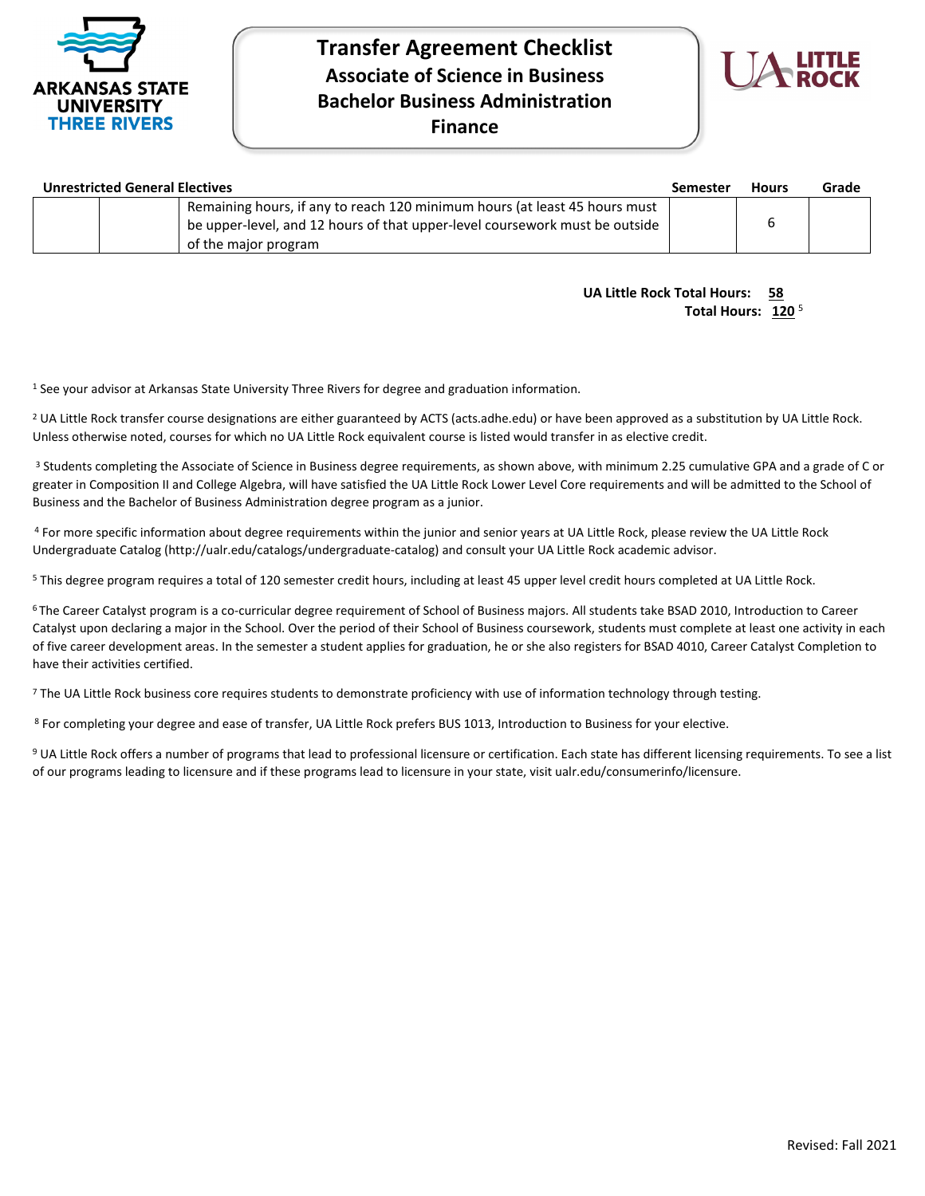# Transfer Agreement Checklist
## Associate of Science in Business
## Bachelor Business Administration
## Finance

| Unrestricted General Electives | | | Semester | Hours | Grade |
|---|---|---|---|---|---|
| | | Remaining hours, if any to reach 120 minimum hours (at least 45 hours must be upper-level, and 12 hours of that upper-level coursework must be outside of the major program | | 6 | |

**UA Little Rock Total Hours: 58**
**Total Hours: 120** [5]

[1] See your advisor at Arkansas State University Three Rivers for degree and graduation information.

[2] UA Little Rock transfer course designations are either guaranteed by ACTS (acts.adhe.edu) or have been approved as a substitution by UA Little Rock. Unless otherwise noted, courses for which no UA Little Rock equivalent course is listed would transfer in as elective credit.

[3] Students completing the Associate of Science in Business degree requirements, as shown above, with minimum 2.25 cumulative GPA and a grade of C or greater in Composition II and College Algebra, will have satisfied the UA Little Rock Lower Level Core requirements and will be admitted to the School of Business and the Bachelor of Business Administration degree program as a junior.

[4] For more specific information about degree requirements within the junior and senior years at UA Little Rock, please review the UA Little Rock Undergraduate Catalog (http://ualr.edu/catalogs/undergraduate-catalog) and consult your UA Little Rock academic advisor.

[5] This degree program requires a total of 120 semester credit hours, including at least 45 upper level credit hours completed at UA Little Rock.

[6] The Career Catalyst program is a co-curricular degree requirement of School of Business majors. All students take BSAD 2010, Introduction to Career Catalyst upon declaring a major in the School. Over the period of their School of Business coursework, students must complete at least one activity in each of five career development areas. In the semester a student applies for graduation, he or she also registers for BSAD 4010, Career Catalyst Completion to have their activities certified.

[7] The UA Little Rock business core requires students to demonstrate proficiency with use of information technology through testing.

[8] For completing your degree and ease of transfer, UA Little Rock prefers BUS 1013, Introduction to Business for your elective.

[9] UA Little Rock offers a number of programs that lead to professional licensure or certification. Each state has different licensing requirements. To see a list of our programs leading to licensure and if these programs lead to licensure in your state, visit ualr.edu/consumerinfo/licensure.

Revised: Fall 2021